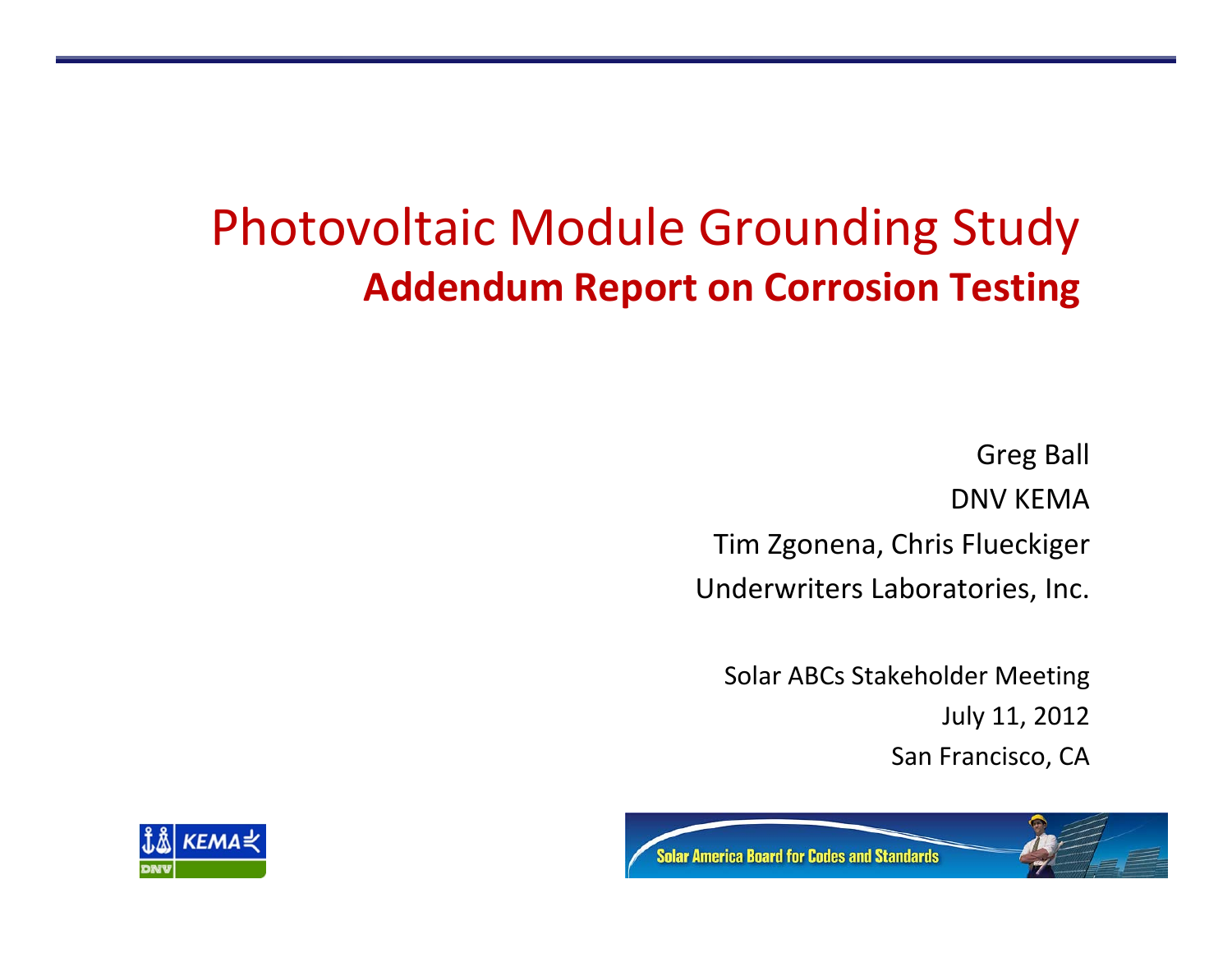# Photovoltaic Module Grounding Study

## Addendum Report on Corrosion Testing

Greg Ball

DNV KEMA

Tim Zgonena, Chris Flueckiger

Underwriters Laboratories, Inc.

Solar ABCs Stakeholder Meeting

July 11, 2012

San Francisco, CA

Solar America Board for Codes and Standards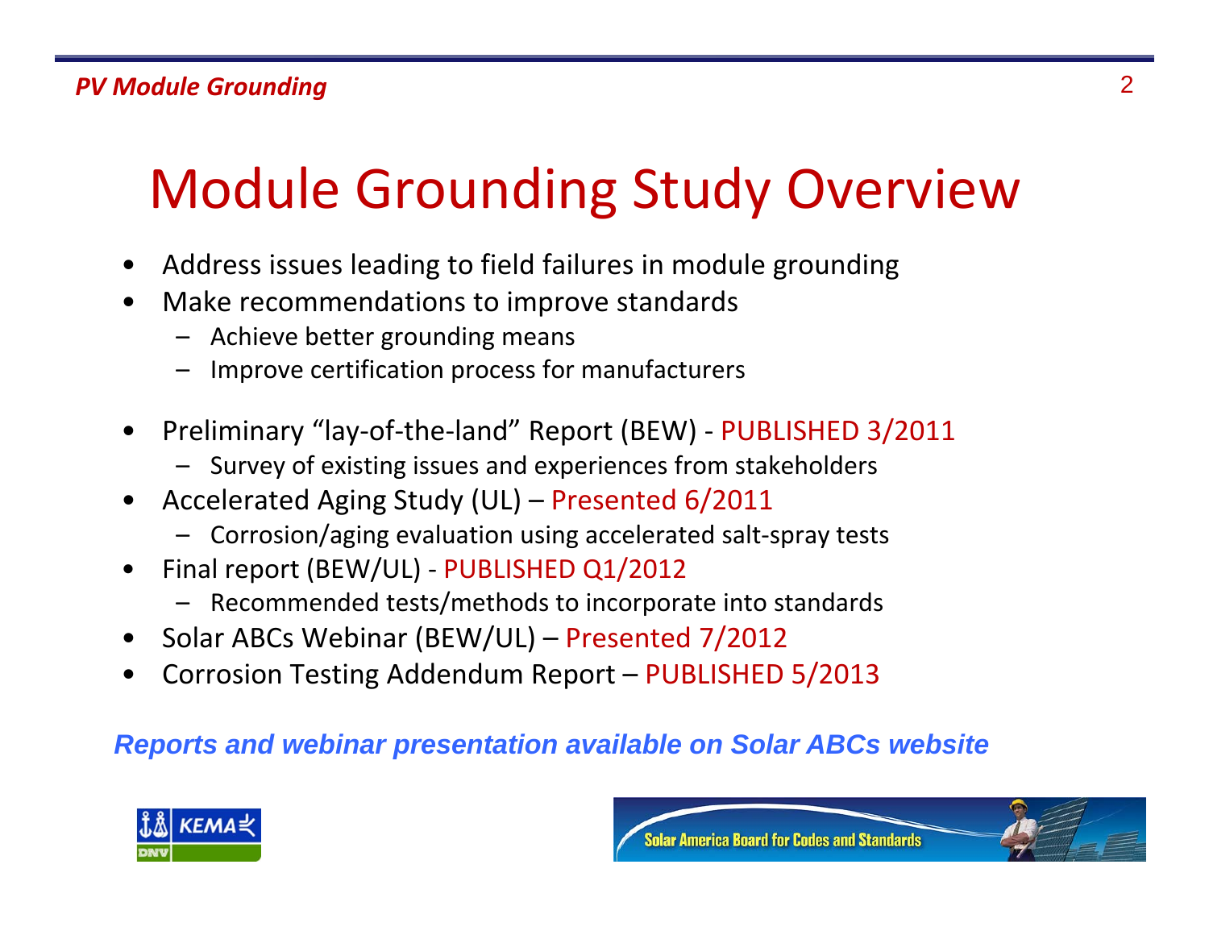# Module Grounding Study Overview

- Address issues leading to field failures in module grounding
- Make recommendations to improve standards
  - Achieve better grounding means
  - Improve certification process for manufacturers

- Preliminary "lay-of-the-land" Report (BEW) - PUBLISHED 3/2011
  - Survey of existing issues and experiences from stakeholders
- Accelerated Aging Study (UL) – Presented 6/2011
  - Corrosion/aging evaluation using accelerated salt-spray tests
- Final report (BEW/UL) - PUBLISHED Q1/2012
  - Recommended tests/methods to incorporate into standards
- Solar ABCs Webinar (BEW/UL) – Presented 7/2012
- Corrosion Testing Addendum Report – PUBLISHED 5/2013

***Reports and webinar presentation available on Solar ABCs website***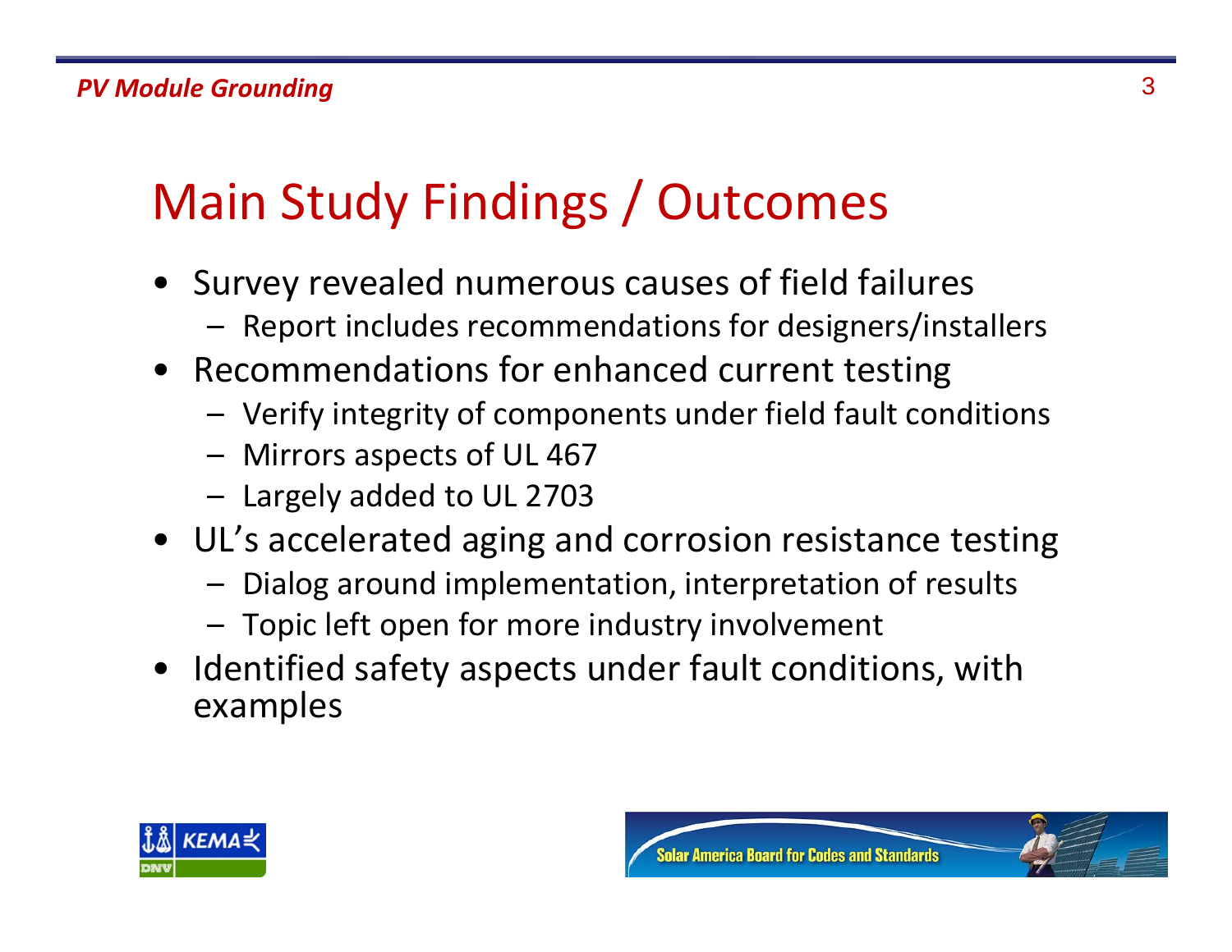# Main Study Findings / Outcomes

- Survey revealed numerous causes of field failures
  - Report includes recommendations for designers/installers
- Recommendations for enhanced current testing
  - Verify integrity of components under field fault conditions
  - Mirrors aspects of UL 467
  - Largely added to UL 2703
- UL's accelerated aging and corrosion resistance testing
  - Dialog around implementation, interpretation of results
  - Topic left open for more industry involvement
- Identified safety aspects under fault conditions, with examples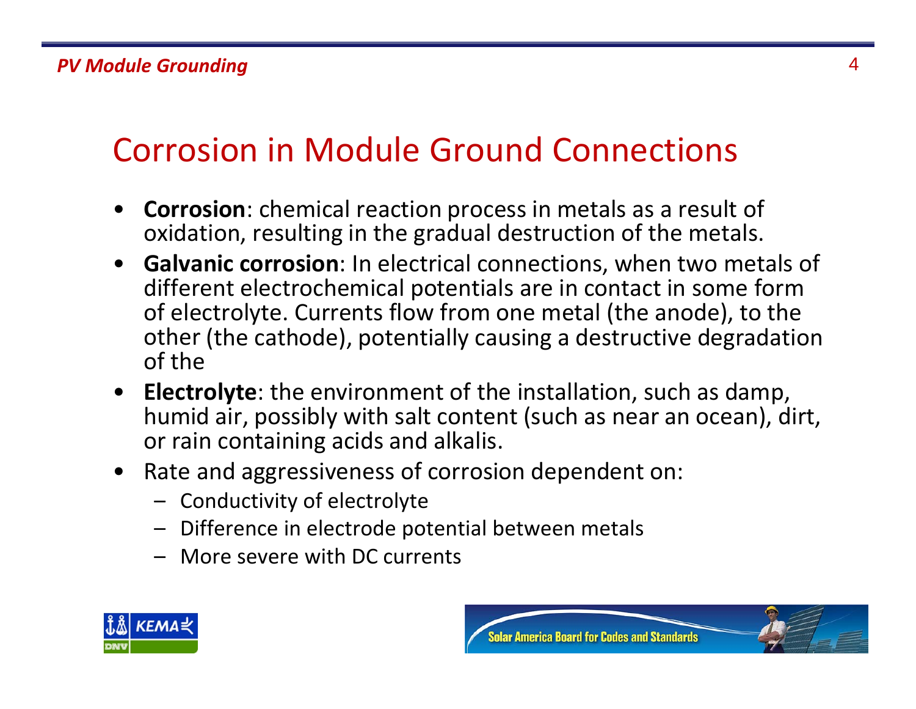# Corrosion in Module Ground Connections

- **Corrosion**: chemical reaction process in metals as a result of oxidation, resulting in the gradual destruction of the metals.
- **Galvanic corrosion**: In electrical connections, when two metals of different electrochemical potentials are in contact in some form of electrolyte. Currents flow from one metal (the anode), to the other (the cathode), potentially causing a destructive degradation of the
- **Electrolyte**: the environment of the installation, such as damp, humid air, possibly with salt content (such as near an ocean), dirt, or rain containing acids and alkalis.
- Rate and aggressiveness of corrosion dependent on:
  - Conductivity of electrolyte
  - Difference in electrode potential between metals
  - More severe with DC currents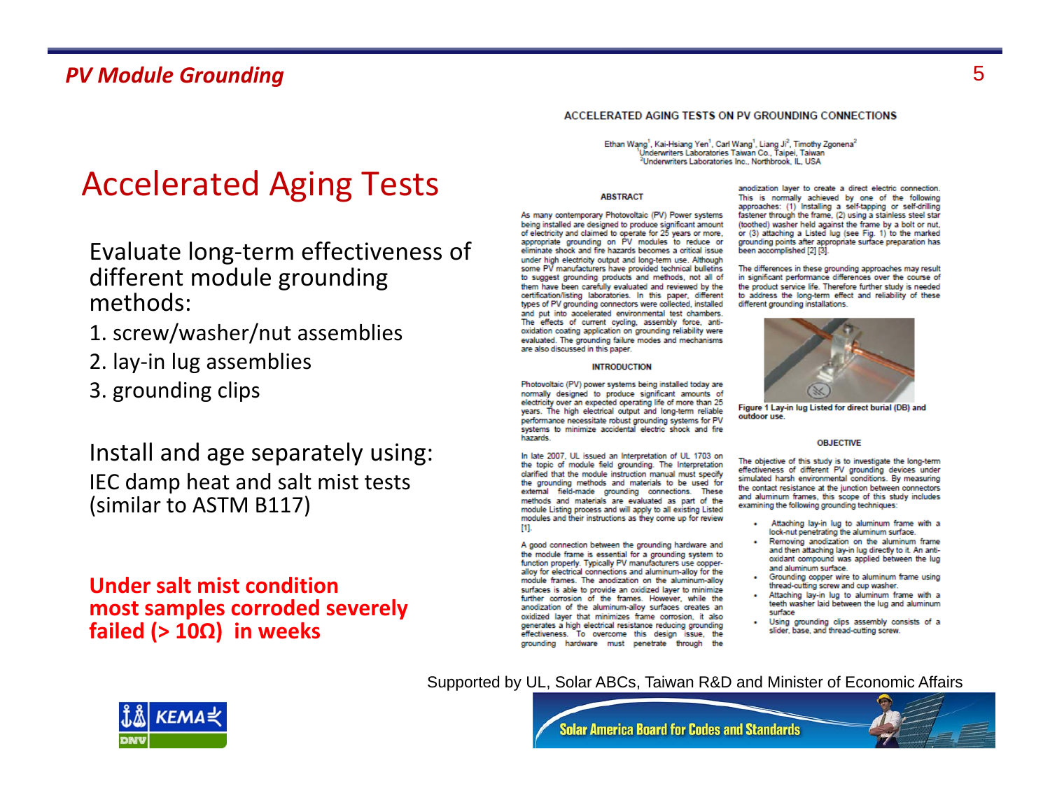# Accelerated Aging Tests

Evaluate long-term effectiveness of different module grounding methods:

1. screw/washer/nut assemblies
2. lay-in lug assemblies
3. grounding clips

Install and age separately using:
IEC damp heat and salt mist tests (similar to ASTM B117)

**Under salt mist condition most samples corroded severely failed (> 10Ω) in weeks**

## ACCELERATED AGING TESTS ON PV GROUNDING CONNECTIONS

Ethan Wang[1], Kai-Hsiang Yen[1], Carl Wang[1], Liang Ji[2], Timothy Zgonena[2]
[1]Underwriters Laboratories Taiwan Co., Taipei, Taiwan
[2]Underwriters Laboratories Inc., Northbrook, IL, USA

### ABSTRACT

As many contemporary Photovoltaic (PV) Power systems being installed are designed to produce significant amount of electricity and claimed to operate for 25 years or more, appropriate grounding on PV modules to reduce or eliminate shock and fire hazards becomes a critical issue under high electricity output and long-term use. Although some PV manufacturers have provided technical bulletins to suggest grounding products and methods, not all of them have been carefully evaluated and reviewed by the certification/listing laboratories. In this paper, different types of PV grounding connectors were collected, installed and put into accelerated environmental test chambers. The effects of current cycling, assembly force, anti-oxidation coating application on grounding reliability were evaluated. The grounding failure modes and mechanisms are also discussed in this paper.

### INTRODUCTION

Photovoltaic (PV) power systems being installed today are normally designed to produce significant amounts of electricity over an expected operating life of more than 25 years. The high electrical output and long-term reliable performance necessitate robust grounding systems for PV systems to minimize accidental electric shock and fire hazards.

In late 2007, UL issued an Interpretation of UL 1703 on the topic of module field grounding. The Interpretation clarified that the module instruction manual must specify the grounding methods and materials to be used for external field-made grounding connections. These methods and materials are evaluated as part of the module Listing process and will apply to all existing Listed modules and their instructions as they come up for review [1].

A good connection between the grounding hardware and the module frame is essential for a grounding system to function properly. Typically PV manufacturers use copper-alloy for electrical connections and aluminum-alloy for the module frames. The anodization on the aluminum-alloy surfaces is able to provide an oxidized layer to minimize further corrosion of the frames. However, while the anodization of the aluminum-alloy surfaces creates an oxidized layer that minimizes frame corrosion, it also generates a high electrical resistance reducing grounding effectiveness. To overcome this design issue, the grounding hardware must penetrate through the anodization layer to create a direct electric connection. This is normally achieved by one of the following approaches: (1) Installing a self-tapping or self-drilling fastener through the frame, (2) using a stainless steel star (toothed) washer held against the frame by a bolt or nut, or (3) attaching a Listed lug (see Fig. 1) to the marked grounding points after appropriate surface preparation has been accomplished [2] [3].

The differences in these grounding approaches may result in significant performance differences over the course of the product service life. Therefore further study is needed to address the long-term effect and reliability of these different grounding installations.

**Figure 1 Lay-in lug Listed for direct burial (DB) and outdoor use.**

### OBJECTIVE

The objective of this study is to investigate the long-term effectiveness of different PV grounding devices under simulated harsh environmental conditions. By measuring the contact resistance at the junction between connectors and aluminum frames, this scope of this study includes examining the following grounding techniques:

- Attaching lay-in lug to aluminum frame with a lock-nut penetrating the aluminum surface.
- Removing anodization on the aluminum frame and then attaching lay-in lug directly to it. An anti-oxidant compound was applied between the lug and aluminum surface.
- Grounding copper wire to aluminum frame using thread-cutting screw and cup washer.
- Attaching lay-in lug to aluminum frame with a teeth washer laid between the lug and aluminum surface
- Using grounding clips assembly consists of a slider, base, and thread-cutting screw.

Supported by UL, Solar ABCs, Taiwan R&D and Minister of Economic Affairs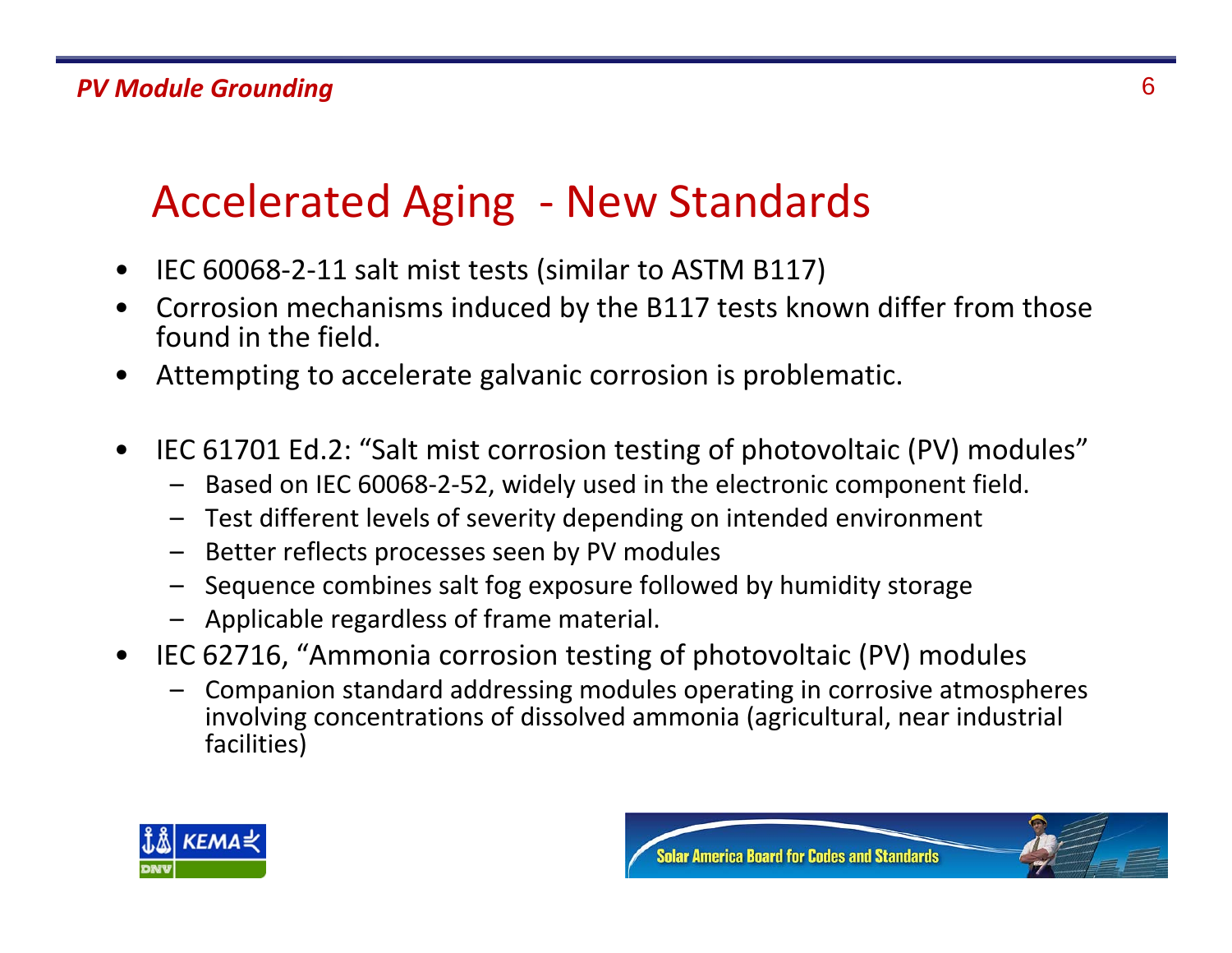# Accelerated Aging - New Standards

- IEC 60068-2-11 salt mist tests (similar to ASTM B117)
- Corrosion mechanisms induced by the B117 tests known differ from those found in the field.
- Attempting to accelerate galvanic corrosion is problematic.

- IEC 61701 Ed.2: “Salt mist corrosion testing of photovoltaic (PV) modules”
  - Based on IEC 60068-2-52, widely used in the electronic component field.
  - Test different levels of severity depending on intended environment
  - Better reflects processes seen by PV modules
  - Sequence combines salt fog exposure followed by humidity storage
  - Applicable regardless of frame material.
- IEC 62716, “Ammonia corrosion testing of photovoltaic (PV) modules
  - Companion standard addressing modules operating in corrosive atmospheres involving concentrations of dissolved ammonia (agricultural, near industrial facilities)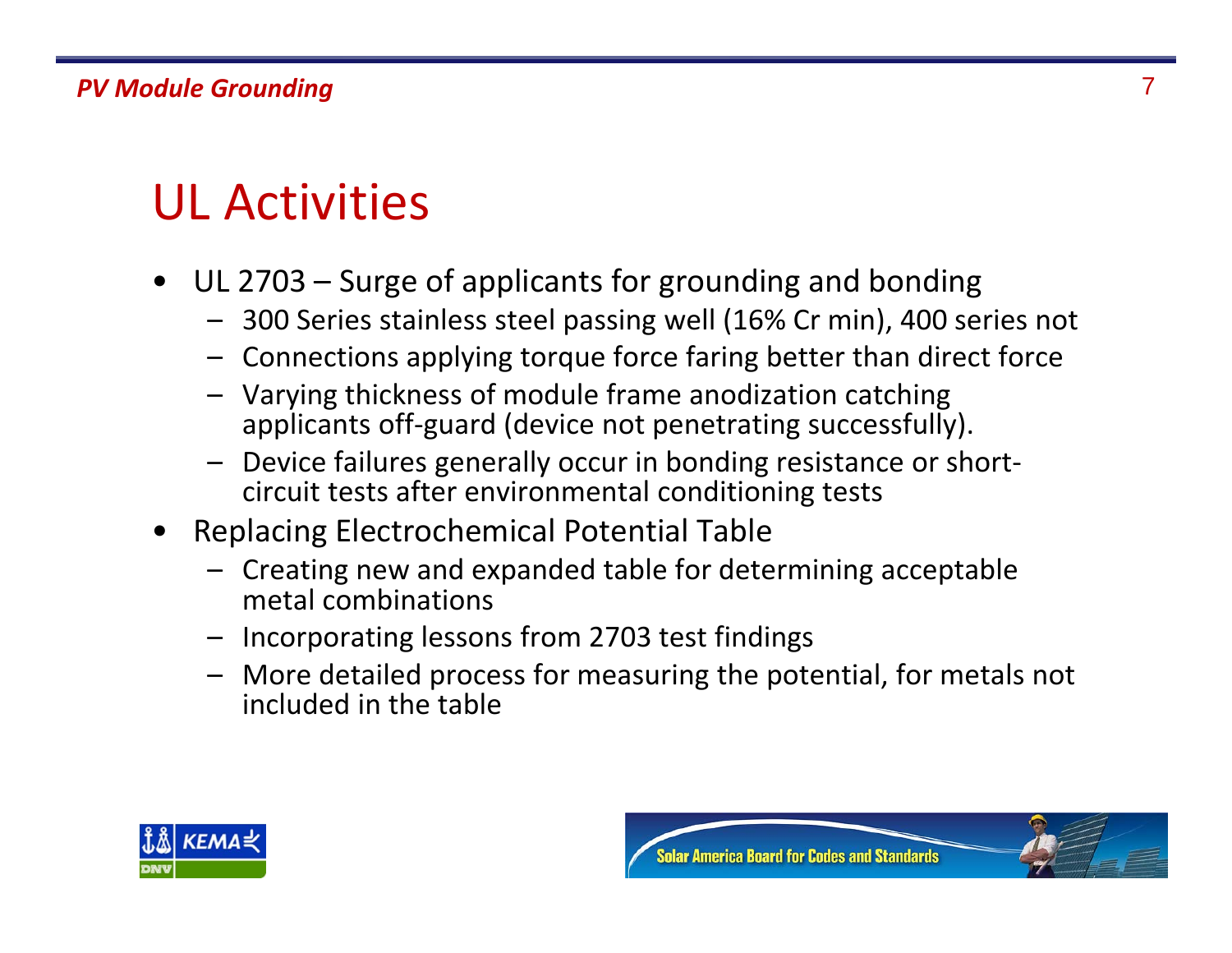# UL Activities

- UL 2703 – Surge of applicants for grounding and bonding
  - 300 Series stainless steel passing well (16% Cr min), 400 series not
  - Connections applying torque force faring better than direct force
  - Varying thickness of module frame anodization catching applicants off-guard (device not penetrating successfully).
  - Device failures generally occur in bonding resistance or short-circuit tests after environmental conditioning tests
- Replacing Electrochemical Potential Table
  - Creating new and expanded table for determining acceptable metal combinations
  - Incorporating lessons from 2703 test findings
  - More detailed process for measuring the potential, for metals not included in the table